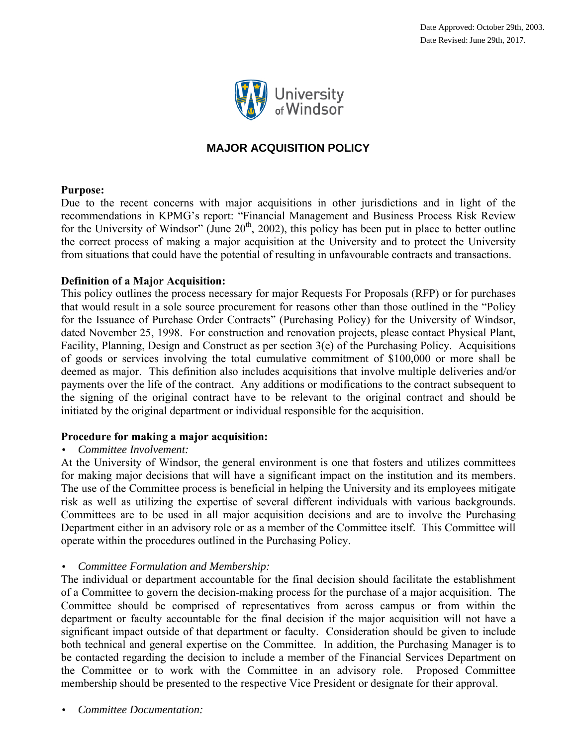Date Approved: October 29th, 2003.
Date Revised: June 29th, 2017.

# MAJOR ACQUISITION POLICY

**Purpose:**

Due to the recent concerns with major acquisitions in other jurisdictions and in light of the recommendations in KPMG's report: "Financial Management and Business Process Risk Review for the University of Windsor" (June 20th, 2002), this policy has been put in place to better outline the correct process of making a major acquisition at the University and to protect the University from situations that could have the potential of resulting in unfavourable contracts and transactions.

**Definition of a Major Acquisition:**

This policy outlines the process necessary for major Requests For Proposals (RFP) or for purchases that would result in a sole source procurement for reasons other than those outlined in the "Policy for the Issuance of Purchase Order Contracts" (Purchasing Policy) for the University of Windsor, dated November 25, 1998. For construction and renovation projects, please contact Physical Plant, Facility, Planning, Design and Construct as per section 3(e) of the Purchasing Policy. Acquisitions of goods or services involving the total cumulative commitment of $100,000 or more shall be deemed as major. This definition also includes acquisitions that involve multiple deliveries and/or payments over the life of the contract. Any additions or modifications to the contract subsequent to the signing of the original contract have to be relevant to the original contract and should be initiated by the original department or individual responsible for the acquisition.

**Procedure for making a major acquisition:**

- *Committee Involvement:*

At the University of Windsor, the general environment is one that fosters and utilizes committees for making major decisions that will have a significant impact on the institution and its members. The use of the Committee process is beneficial in helping the University and its employees mitigate risk as well as utilizing the expertise of several different individuals with various backgrounds. Committees are to be used in all major acquisition decisions and are to involve the Purchasing Department either in an advisory role or as a member of the Committee itself. This Committee will operate within the procedures outlined in the Purchasing Policy.

- *Committee Formulation and Membership:*

The individual or department accountable for the final decision should facilitate the establishment of a Committee to govern the decision-making process for the purchase of a major acquisition. The Committee should be comprised of representatives from across campus or from within the department or faculty accountable for the final decision if the major acquisition will not have a significant impact outside of that department or faculty. Consideration should be given to include both technical and general expertise on the Committee. In addition, the Purchasing Manager is to be contacted regarding the decision to include a member of the Financial Services Department on the Committee or to work with the Committee in an advisory role. Proposed Committee membership should be presented to the respective Vice President or designate for their approval.

- *Committee Documentation:*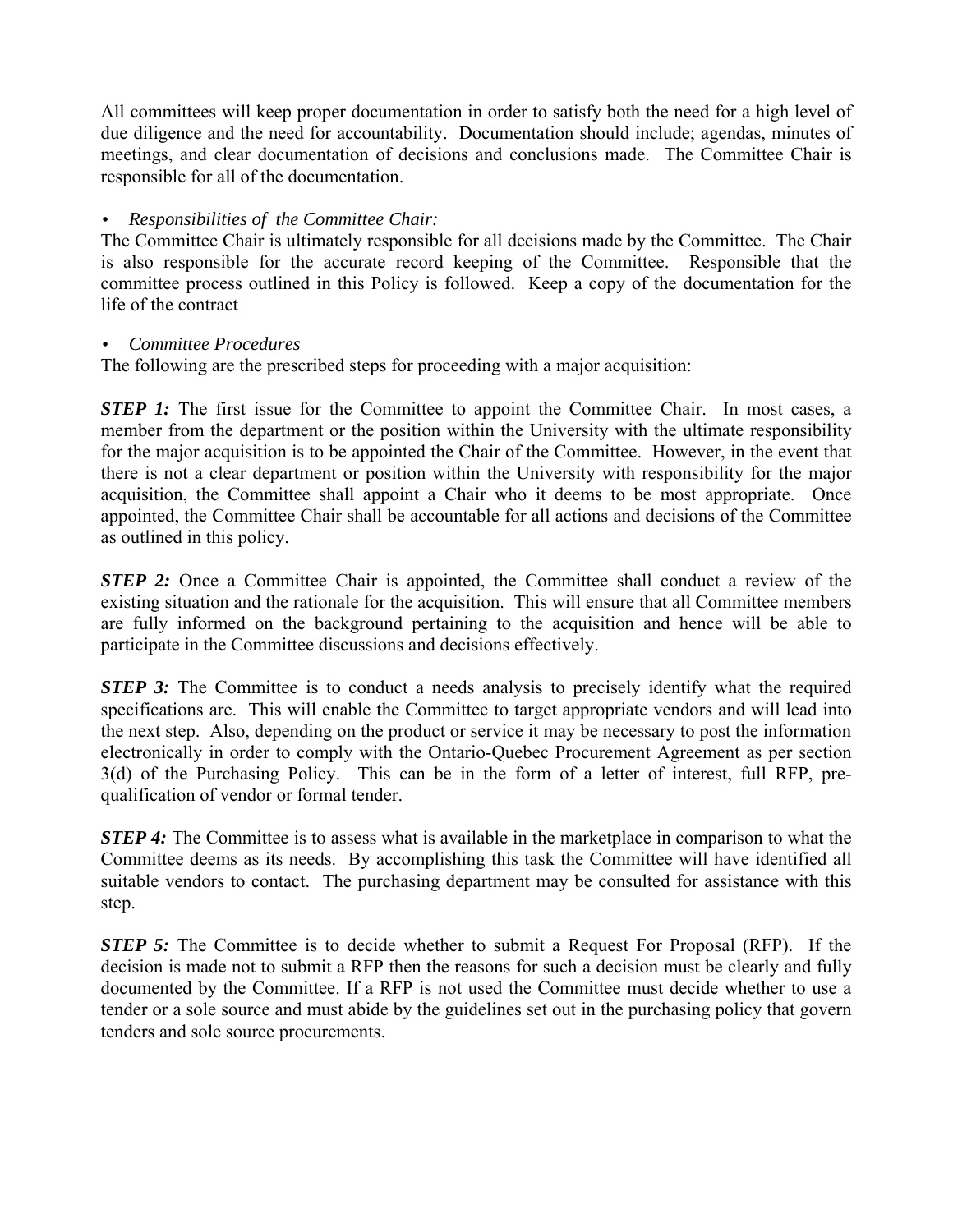All committees will keep proper documentation in order to satisfy both the need for a high level of due diligence and the need for accountability. Documentation should include; agendas, minutes of meetings, and clear documentation of decisions and conclusions made. The Committee Chair is responsible for all of the documentation.

- *Responsibilities of the Committee Chair:*

The Committee Chair is ultimately responsible for all decisions made by the Committee. The Chair is also responsible for the accurate record keeping of the Committee. Responsible that the committee process outlined in this Policy is followed. Keep a copy of the documentation for the life of the contract

- *Committee Procedures*

The following are the prescribed steps for proceeding with a major acquisition:

***STEP 1:*** The first issue for the Committee to appoint the Committee Chair. In most cases, a member from the department or the position within the University with the ultimate responsibility for the major acquisition is to be appointed the Chair of the Committee. However, in the event that there is not a clear department or position within the University with responsibility for the major acquisition, the Committee shall appoint a Chair who it deems to be most appropriate. Once appointed, the Committee Chair shall be accountable for all actions and decisions of the Committee as outlined in this policy.

***STEP 2:*** Once a Committee Chair is appointed, the Committee shall conduct a review of the existing situation and the rationale for the acquisition. This will ensure that all Committee members are fully informed on the background pertaining to the acquisition and hence will be able to participate in the Committee discussions and decisions effectively.

***STEP 3:*** The Committee is to conduct a needs analysis to precisely identify what the required specifications are. This will enable the Committee to target appropriate vendors and will lead into the next step. Also, depending on the product or service it may be necessary to post the information electronically in order to comply with the Ontario-Quebec Procurement Agreement as per section 3(d) of the Purchasing Policy. This can be in the form of a letter of interest, full RFP, pre-qualification of vendor or formal tender.

***STEP 4:*** The Committee is to assess what is available in the marketplace in comparison to what the Committee deems as its needs. By accomplishing this task the Committee will have identified all suitable vendors to contact. The purchasing department may be consulted for assistance with this step.

***STEP 5:*** The Committee is to decide whether to submit a Request For Proposal (RFP). If the decision is made not to submit a RFP then the reasons for such a decision must be clearly and fully documented by the Committee. If a RFP is not used the Committee must decide whether to use a tender or a sole source and must abide by the guidelines set out in the purchasing policy that govern tenders and sole source procurements.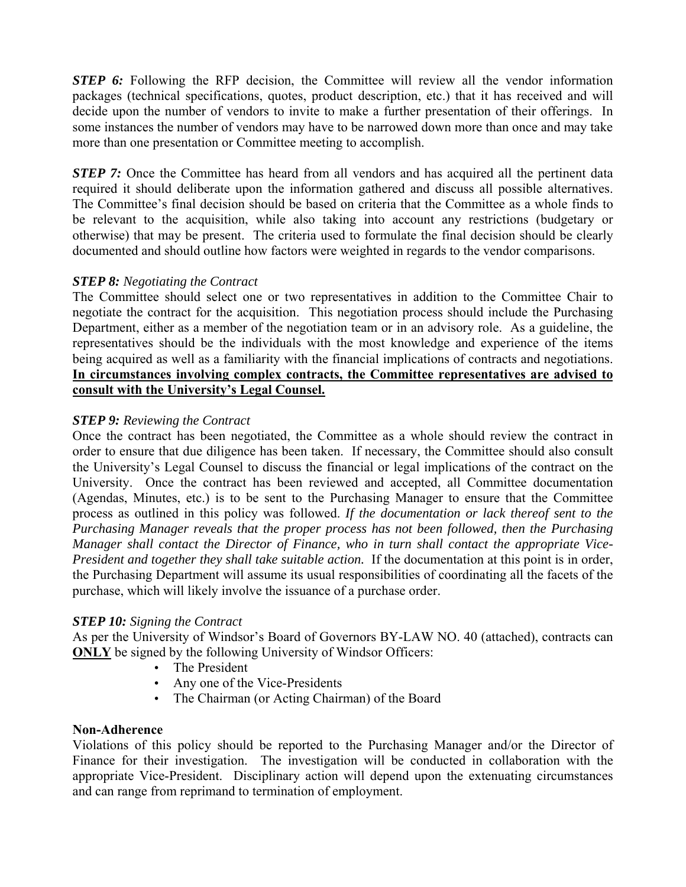***STEP 6:*** Following the RFP decision, the Committee will review all the vendor information packages (technical specifications, quotes, product description, etc.) that it has received and will decide upon the number of vendors to invite to make a further presentation of their offerings. In some instances the number of vendors may have to be narrowed down more than once and may take more than one presentation or Committee meeting to accomplish.

***STEP 7:*** Once the Committee has heard from all vendors and has acquired all the pertinent data required it should deliberate upon the information gathered and discuss all possible alternatives. The Committee's final decision should be based on criteria that the Committee as a whole finds to be relevant to the acquisition, while also taking into account any restrictions (budgetary or otherwise) that may be present. The criteria used to formulate the final decision should be clearly documented and should outline how factors were weighted in regards to the vendor comparisons.

***STEP 8:*** *Negotiating the Contract*

The Committee should select one or two representatives in addition to the Committee Chair to negotiate the contract for the acquisition. This negotiation process should include the Purchasing Department, either as a member of the negotiation team or in an advisory role. As a guideline, the representatives should be the individuals with the most knowledge and experience of the items being acquired as well as a familiarity with the financial implications of contracts and negotiations. <u>**In circumstances involving complex contracts, the Committee representatives are advised to consult with the University's Legal Counsel.**</u>

***STEP 9:*** *Reviewing the Contract*

Once the contract has been negotiated, the Committee as a whole should review the contract in order to ensure that due diligence has been taken. If necessary, the Committee should also consult the University's Legal Counsel to discuss the financial or legal implications of the contract on the University. Once the contract has been reviewed and accepted, all Committee documentation (Agendas, Minutes, etc.) is to be sent to the Purchasing Manager to ensure that the Committee process as outlined in this policy was followed. *If the documentation or lack thereof sent to the Purchasing Manager reveals that the proper process has not been followed, then the Purchasing Manager shall contact the Director of Finance, who in turn shall contact the appropriate Vice-President and together they shall take suitable action.* If the documentation at this point is in order, the Purchasing Department will assume its usual responsibilities of coordinating all the facets of the purchase, which will likely involve the issuance of a purchase order.

***STEP 10:*** *Signing the Contract*

As per the University of Windsor's Board of Governors BY-LAW NO. 40 (attached), contracts can <u>**ONLY**</u> be signed by the following University of Windsor Officers:

- The President
- Any one of the Vice-Presidents
- The Chairman (or Acting Chairman) of the Board

**Non-Adherence**

Violations of this policy should be reported to the Purchasing Manager and/or the Director of Finance for their investigation. The investigation will be conducted in collaboration with the appropriate Vice-President. Disciplinary action will depend upon the extenuating circumstances and can range from reprimand to termination of employment.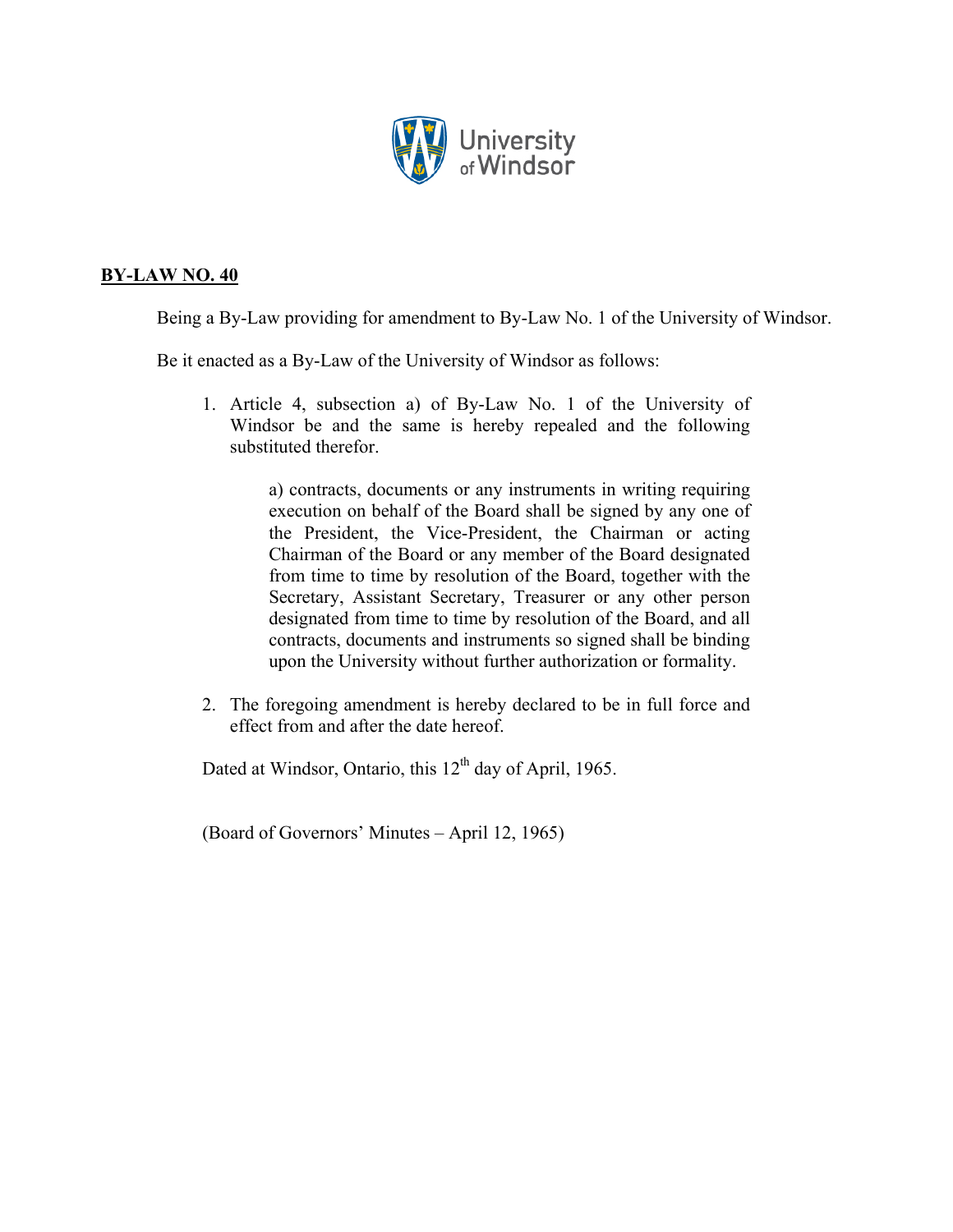**BY-LAW NO. 40**

Being a By-Law providing for amendment to By-Law No. 1 of the University of Windsor.

Be it enacted as a By-Law of the University of Windsor as follows:

1. Article 4, subsection a) of By-Law No. 1 of the University of Windsor be and the same is hereby repealed and the following substituted therefor.

    a) contracts, documents or any instruments in writing requiring execution on behalf of the Board shall be signed by any one of the President, the Vice-President, the Chairman or acting Chairman of the Board or any member of the Board designated from time to time by resolution of the Board, together with the Secretary, Assistant Secretary, Treasurer or any other person designated from time to time by resolution of the Board, and all contracts, documents and instruments so signed shall be binding upon the University without further authorization or formality.

2. The foregoing amendment is hereby declared to be in full force and effect from and after the date hereof.

Dated at Windsor, Ontario, this 12th day of April, 1965.

(Board of Governors' Minutes – April 12, 1965)